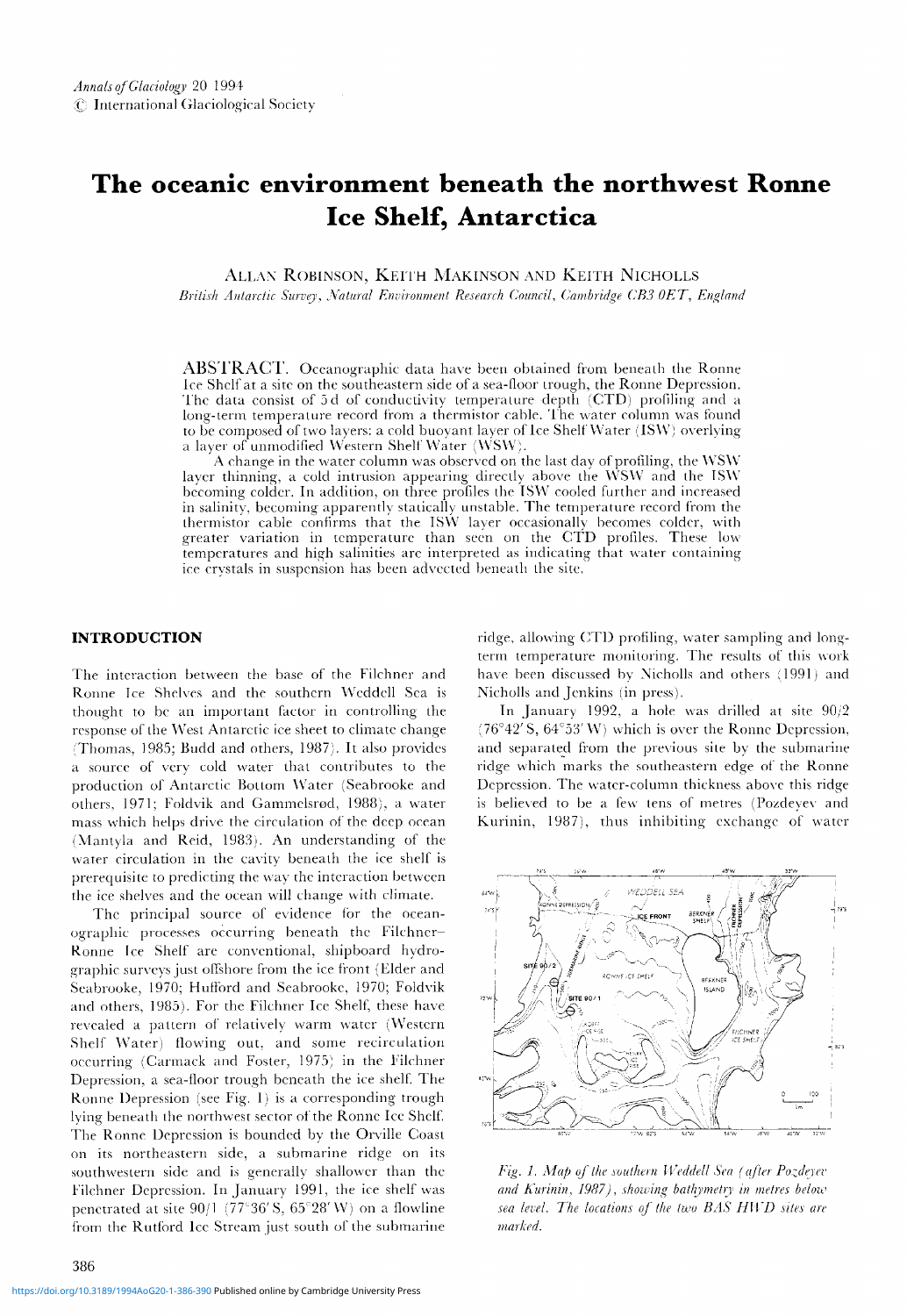# The oceanic environment beneath the northwest Ronne Ice Shelf, Antarctica

ALLAN ROBINSON, KEITH MAKINSON AND KEITH NICHOLLS

*British Antarctic Survey, Natural Environment Research Council, Cambridge CB3 0ET, England*

ABSTRACT. Oceanographic data have been obtained from beneath the Ronne Ice Shelf at a site on the southeastern side of a sea-floor trough, the Ronne Depression. The data consist of 5 d of conductivity temperature depth (CTD) profiling and a long-term temperature record from a thermistor cable. The water column was found to be composed of two layers: a cold buoyant layer of Ice Shelf Water (ISW) overlying a layer of unmodified Western Shelf Water (WSW).

A change in the water column was observed on the last day of profiling, the WSW layer thinning, a cold intrusion appearing directly above the WSW and the ISW becoming colder. In addition, on three profiles the ISW cooled further and increased in salinity, becoming apparently statically unstable. The temperature record from the thermistor cable confirms that the ISW layer occasionally becomes colder, with greater variation in temperature than seen on the CTD profiles. These low temperatures and high salinities are interpreted as indicating that water containing ice crystals in suspension has been advected beneath the site.

## INTRODUCTION

The interaction between the base of the Filchner and Ronne Ice Shelves and the southern Weddell Sea is thought to be an important factor in controlling the response of the West Antarctic ice sheet to climate change (Thomas, 1985; Budd and others, 1987). It also provides a source of very cold water that contributes to the production of Antarctic Bottom Water (Seabrooke and others, 1971; Foldvik and Gammelsrød, 1988), a water mass which helps drive the circulation of the deep ocean (Mantyla and Reid, 1983). An understanding of the water circulation in the cavity beneath the ice shelf is prerequisite to predicting the way the interaction between the ice shelves and the ocean will change with climate.

The principal source of evidence for the oceanographic processes occurring beneath the Filchner–Ronne Ice Shelf are conventional, shipboard hydrographic surveys just offshore from the ice front (Elder and Seabrooke, 1970; Hufford and Seabrooke, 1970; Foldvik and others, 1985). For the Filchner Ice Shelf, these have revealed a pattern of relatively warm water (Western Shelf Water) flowing out, and some recirculation occurring (Carmack and Foster, 1975) in the Filchner Depression, a sea-floor trough beneath the ice shelf. The Ronne Depression (see Fig. 1) is a corresponding trough lying beneath the northwest sector of the Ronne Ice Shelf. The Ronne Depression is bounded by the Orville Coast on its northeastern side, a submarine ridge on its southwestern side and is generally shallower than the Filchner Depression. In January 1991, the ice shelf was penetrated at site 90/1 (77°36′ S, 65°28′ W) on a flowline from the Rutford Ice Stream just south of the submarine ridge, allowing CTD profiling, water sampling and long-term temperature monitoring. The results of this work have been discussed by Nicholls and others (1991) and Nicholls and Jenkins (in press).

In January 1992, a hole was drilled at site 90/2 (76°42′ S, 64°53′ W) which is over the Ronne Depression, and separated from the previous site by the submarine ridge which marks the southeastern edge of the Ronne Depression. The water-column thickness above this ridge is believed to be a few tens of metres (Pozdeyev and Kurinin, 1987), thus inhibiting exchange of water

*Fig. 1. Map of the southern Weddell Sea (after Pozdeyev and Kurinin, 1987), showing bathymetry in metres below sea level. The locations of the two BAS HWD sites are marked.*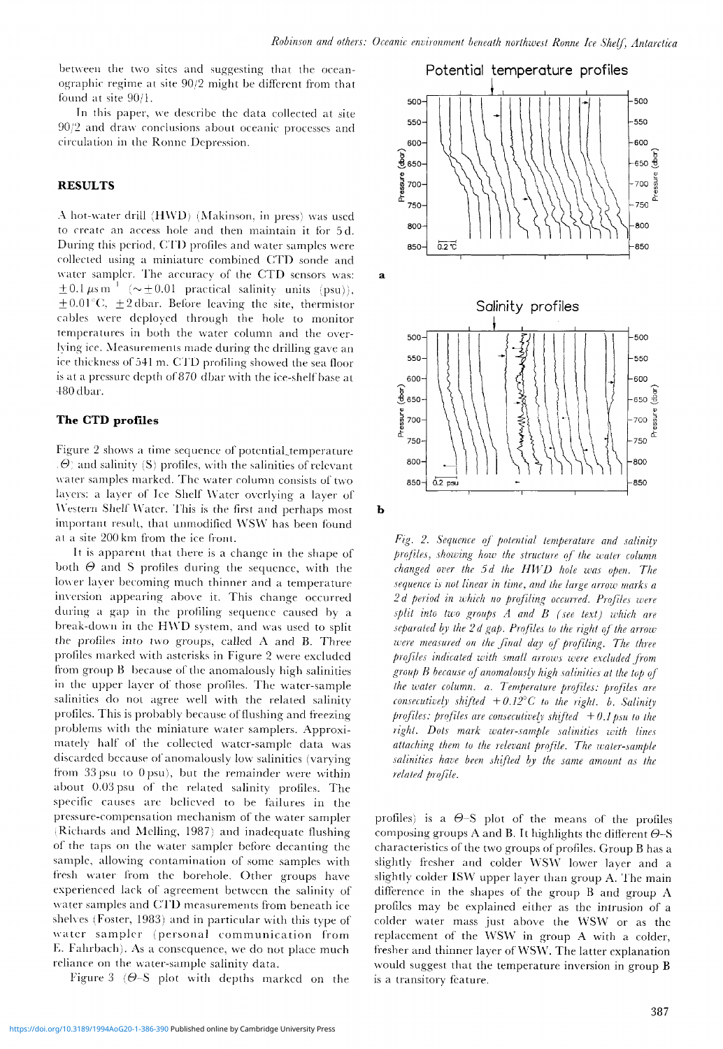between the two sites and suggesting that the oceanographic regime at site 90/2 might be different from that found at site 90/1.

In this paper, we describe the data collected at site 90/2 and draw conclusions about oceanic processes and circulation in the Ronne Depression.

## RESULTS

A hot-water drill (HWD) (Makinson, in press) was used to create an access hole and then maintain it for 5 d. During this period, CTD profiles and water samples were collected using a miniature combined CTD sonde and water sampler. The accuracy of the CTD sensors was: $\pm 0.1\,\mu s\,m^{-1}$ ($\sim \pm 0.01$ practical salinity units (psu)), $\pm 0.01^\circ C$, $\pm 2$ dbar. Before leaving the site, thermistor cables were deployed through the hole to monitor temperatures in both the water column and the overlying ice. Measurements made during the drilling gave an ice thickness of 541 m. CTD profiling showed the sea floor is at a pressure depth of 870 dbar with the ice-shelf base at 480 dbar.

### The CTD profiles

Figure 2 shows a time sequence of potential temperature ($\Theta$) and salinity (S) profiles, with the salinities of relevant water samples marked. The water column consists of two layers: a layer of Ice Shelf Water overlying a layer of Western Shelf Water. This is the first and perhaps most important result, that unmodified WSW has been found at a site 200 km from the ice front.

It is apparent that there is a change in the shape of both $\Theta$ and S profiles during the sequence, with the lower layer becoming much thinner and a temperature inversion appearing above it. This change occurred during a gap in the profiling sequence caused by a break-down in the HWD system, and was used to split the profiles into two groups, called A and B. Three profiles marked with asterisks in Figure 2 were excluded from group B because of the anomalously high salinities in the upper layer of those profiles. The water-sample salinities do not agree well with the related salinity profiles. This is probably because of flushing and freezing problems with the miniature water samplers. Approximately half of the collected water-sample data was discarded because of anomalously low salinities (varying from 33 psu to 0 psu), but the remainder were within about 0.03 psu of the related salinity profiles. The specific causes are believed to be failures in the pressure-compensation mechanism of the water sampler (Richards and Melling, 1987) and inadequate flushing of the taps on the water sampler before decanting the sample, allowing contamination of some samples with fresh water from the borehole. Other groups have experienced lack of agreement between the salinity of water samples and CTD measurements from beneath ice shelves (Foster, 1983) and in particular with this type of water sampler (personal communication from E. Fahrbach). As a consequence, we do not place much reliance on the water-sample salinity data.

Figure 3 ($\Theta$–S plot with depths marked on the profiles) is a $\Theta$–S plot of the means of the profiles composing groups A and B. It highlights the different $\Theta$–S characteristics of the two groups of profiles. Group B has a slightly fresher and colder WSW lower layer and a slightly colder ISW upper layer than group A. The main difference in the shapes of the group B and group A profiles may be explained either as the intrusion of a colder water mass just above the WSW or as the replacement of the WSW in group A with a colder, fresher and thinner layer of WSW. The latter explanation would suggest that the temperature inversion in group B is a transitory feature.

*Fig. 2. Sequence of potential temperature and salinity profiles, showing how the structure of the water column changed over the 5 d the HWD hole was open. The sequence is not linear in time, and the large arrow marks a 2 d period in which no profiling occurred. Profiles were split into two groups A and B (see text) which are separated by the 2 d gap. Profiles to the right of the arrow were measured on the final day of profiling. The three profiles indicated with small arrows were excluded from group B because of anomalously high salinities at the top of the water column. a. Temperature profiles: profiles are consecutively shifted $+0.12^\circ C$ to the right. b. Salinity profiles: profiles are consecutively shifted $+0.1$ psu to the right. Dots mark water-sample salinities with lines attaching them to the relevant profile. The water-sample salinities have been shifted by the same amount as the related profile.*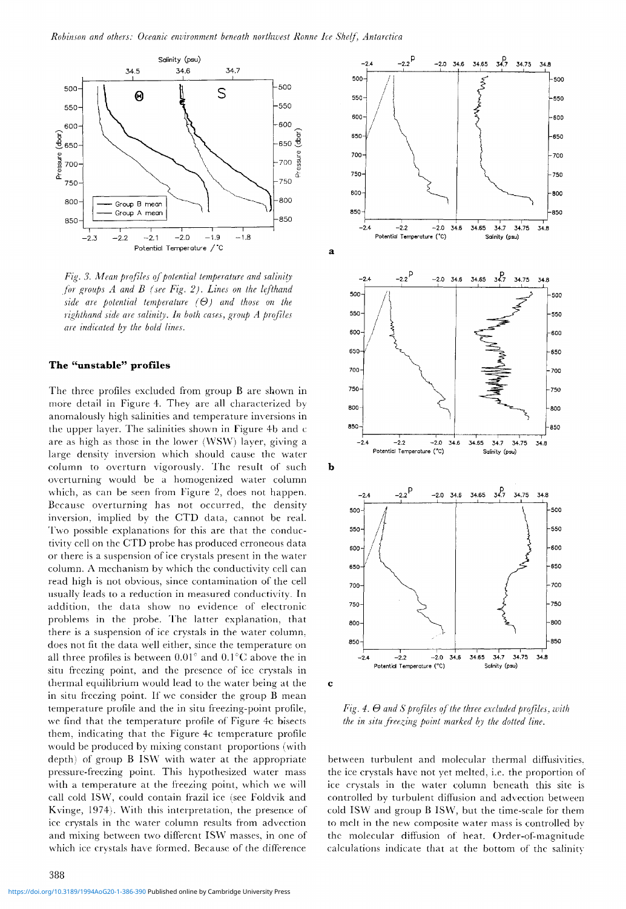Fig. 3. Mean profiles of potential temperature and salinity for groups A and B (see Fig. 2). Lines on the lefthand side are potential temperature ($\Theta$) and those on the righthand side are salinity. In both cases, group A profiles are indicated by the bold lines.

### The "unstable" profiles

The three profiles excluded from group B are shown in more detail in Figure 4. They are all characterized by anomalously high salinities and temperature inversions in the upper layer. The salinities shown in Figure 4b and c are as high as those in the lower (WSW) layer, giving a large density inversion which should cause the water column to overturn vigorously. The result of such overturning would be a homogenized water column which, as can be seen from Figure 2, does not happen. Because overturning has not occurred, the density inversion, implied by the CTD data, cannot be real. Two possible explanations for this are that the conductivity cell on the CTD probe has produced erroneous data or there is a suspension of ice crystals present in the water column. A mechanism by which the conductivity cell can read high is not obvious, since contamination of the cell usually leads to a reduction in measured conductivity. In addition, the data show no evidence of electronic problems in the probe. The latter explanation, that there is a suspension of ice crystals in the water column, does not fit the data well either, since the temperature on all three profiles is between 0.01° and 0.1°C above the in situ freezing point, and the presence of ice crystals in thermal equilibrium would lead to the water being at the in situ freezing point. If we consider the group B mean temperature profile and the in situ freezing-point profile, we find that the temperature profile of Figure 4c bisects them, indicating that the Figure 4c temperature profile would be produced by mixing constant proportions (with depth) of group B ISW with water at the appropriate pressure-freezing point. This hypothesized water mass with a temperature at the freezing point, which we will call cold ISW, could contain frazil ice (see Foldvik and Kvinge, 1974). With this interpretation, the presence of ice crystals in the water column results from advection and mixing between two different ISW masses, in one of which ice crystals have formed. Because of the difference between turbulent and molecular thermal diffusivities, the ice crystals have not yet melted, i.e. the proportion of ice crystals in the water column beneath this site is controlled by turbulent diffusion and advection between cold ISW and group B ISW, but the time-scale for them to melt in the new composite water mass is controlled by the molecular diffusion of heat. Order-of-magnitude calculations indicate that at the bottom of the salinity

Fig. 4. $\Theta$ and $S$ profiles of the three excluded profiles, with the in situ freezing point marked by the dotted line.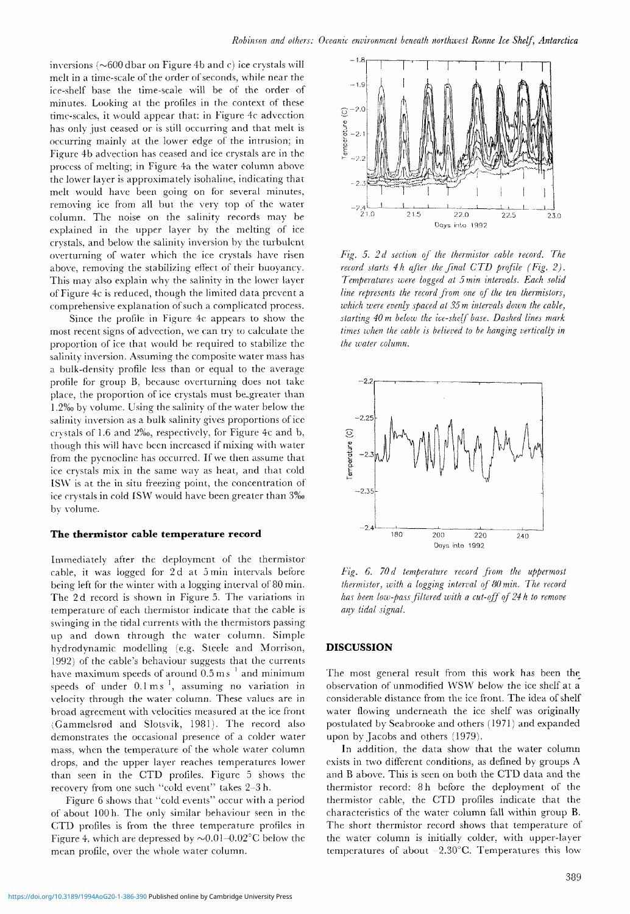inversions (~600 dbar on Figure 4b and c) ice crystals will melt in a time-scale of the order of seconds, while near the ice-shelf base the time-scale will be of the order of minutes. Looking at the profiles in the context of these time-scales, it would appear that: in Figure 4c advection has only just ceased or is still occurring and that melt is occurring mainly at the lower edge of the intrusion; in Figure 4b advection has ceased and ice crystals are in the process of melting; in Figure 4a the water column above the lower layer is approximately isohaline, indicating that melt would have been going on for several minutes, removing ice from all but the very top of the water column. The noise on the salinity records may be explained in the upper layer by the melting of ice crystals, and below the salinity inversion by the turbulent overturning of water which the ice crystals have risen above, removing the stabilizing effect of their buoyancy. This may also explain why the salinity in the lower layer of Figure 4c is reduced, though the limited data prevent a comprehensive explanation of such a complicated process.

Since the profile in Figure 4c appears to show the most recent signs of advection, we can try to calculate the proportion of ice that would be required to stabilize the salinity inversion. Assuming the composite water mass has a bulk-density profile less than or equal to the average profile for group B, because overturning does not take place, the proportion of ice crystals must be greater than 1.2‰ by volume. Using the salinity of the water below the salinity inversion as a bulk salinity gives proportions of ice crystals of 1.6 and 2‰, respectively, for Figure 4c and b, though this will have been increased if mixing with water from the pycnocline has occurred. If we then assume that ice crystals mix in the same way as heat, and that cold ISW is at the in situ freezing point, the concentration of ice crystals in cold ISW would have been greater than 3‰ by volume.

## The thermistor cable temperature record

Immediately after the deployment of the thermistor cable, it was logged for 2 d at 5 min intervals before being left for the winter with a logging interval of 80 min. The 2 d record is shown in Figure 5. The variations in temperature of each thermistor indicate that the cable is swinging in the tidal currents with the thermistors passing up and down through the water column. Simple hydrodynamic modelling (e.g. Steele and Morrison, 1992) of the cable's behaviour suggests that the currents have maximum speeds of around $0.5\,m\,s^{-1}$ and minimum speeds of under $0.1\,m\,s^{-1}$, assuming no variation in velocity through the water column. These values are in broad agreement with velocities measured at the ice front (Gammelsrød and Slotsvik, 1981). The record also demonstrates the occasional presence of a colder water mass, when the temperature of the whole water column drops, and the upper layer reaches temperatures lower than seen in the CTD profiles. Figure 5 shows the recovery from one such "cold event" takes 2–3 h.

Figure 6 shows that "cold events" occur with a period of about 100 h. The only similar behaviour seen in the CTD profiles is from the three temperature profiles in Figure 4, which are depressed by ~0.01–0.02°C below the mean profile, over the whole water column.

*Fig. 5. 2 d section of the thermistor cable record. The record starts 4 h after the final CTD profile (Fig. 2). Temperatures were logged at 5 min intervals. Each solid line represents the record from one of the ten thermistors, which were evenly spaced at 35 m intervals down the cable, starting 40 m below the ice-shelf base. Dashed lines mark times when the cable is believed to be hanging vertically in the water column.*

*Fig. 6. 70 d temperature record from the uppermost thermistor with a logging interval of 80 min. The record has been low-pass filtered with a cut-off of 24 h to remove any tidal signal.*

## DISCUSSION

The most general result from this work has been the observation of unmodified WSW below the ice shelf at a considerable distance from the ice front. The idea of shelf water flowing underneath the ice shelf was originally postulated by Seabrooke and others (1971) and expanded upon by Jacobs and others (1979).

In addition, the data show that the water column exists in two different conditions, as defined by groups A and B above. This is seen on both the CTD data and the thermistor record: 8 h before the deployment of the thermistor cable, the CTD profiles indicate that the characteristics of the water column fall within group B. The short thermistor record shows that temperature of the water column is initially colder, with upper-layer temperatures of about −2.30°C. Temperatures this low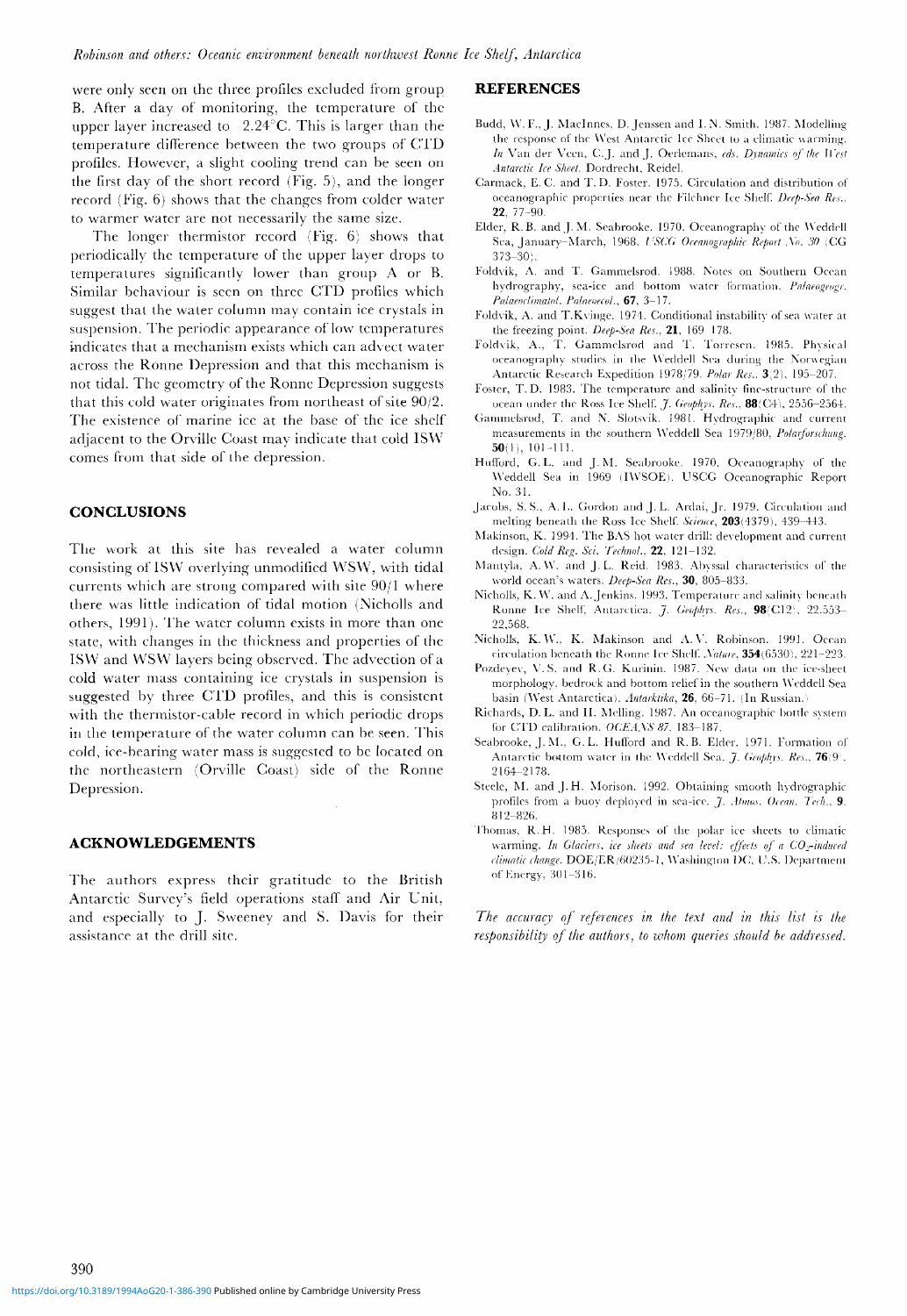were only seen on the three profiles excluded from group B. After a day of monitoring, the temperature of the upper layer increased to −2.24°C. This is larger than the temperature difference between the two groups of CTD profiles. However, a slight cooling trend can be seen on the first day of the short record (Fig. 5), and the longer record (Fig. 6) shows that the changes from colder water to warmer water are not necessarily the same size.

The longer thermistor record (Fig. 6) shows that periodically the temperature of the upper layer drops to temperatures significantly lower than group A or B. Similar behaviour is seen on three CTD profiles which suggest that the water column may contain ice crystals in suspension. The periodic appearance of low temperatures indicates that a mechanism exists which can advect water across the Ronne Depression and that this mechanism is not tidal. The geometry of the Ronne Depression suggests that this cold water originates from northeast of site 90/2. The existence of marine ice at the base of the ice shelf adjacent to the Orville Coast may indicate that cold ISW comes from that side of the depression.

## CONCLUSIONS

The work at this site has revealed a water column consisting of ISW overlying unmodified WSW, with tidal currents which are strong compared with site 90/1 where there was little indication of tidal motion (Nicholls and others, 1991). The water column exists in more than one state, with changes in the thickness and properties of the ISW and WSW layers being observed. The advection of a cold water mass containing ice crystals in suspension is suggested by three CTD profiles, and this is consistent with the thermistor-cable record in which periodic drops in the temperature of the water column can be seen. This cold, ice-bearing water mass is suggested to be located on the northeastern (Orville Coast) side of the Ronne Depression.

## ACKNOWLEDGEMENTS

The authors express their gratitude to the British Antarctic Survey's field operations staff and Air Unit, and especially to J. Sweeney and S. Davis for their assistance at the drill site.

## REFERENCES

Budd, W. F., J. MacInnes, D. Jenssen and I. N. Smith. 1987. Modelling the response of the West Antarctic Ice Sheet to a climatic warming. *In* Van der Veen, C. J. and J. Oerlemans, *eds. Dynamics of the West Antarctic Ice Sheet.* Dordrecht, Reidel.

Carmack, E. C. and T. D. Foster. 1975. Circulation and distribution of oceanographic properties near the Filchner Ice Shelf. *Deep-Sea Res.*, **22**, 77–90.

Elder, R. B. and J. M. Seabrooke. 1970. Oceanography of the Weddell Sea, January–March, 1968. *USCG Oceanographic Report No. 30* (CG 373–30).

Foldvik, A. and T. Gammelsrød. 1988. Notes on Southern Ocean hydrography, sea-ice and bottom water formation. *Palaeogeogr. Palaeoclimatol. Palaeoecol.*, **67**, 3–17.

Foldvik, A. and T. Kvinge. 1974. Conditional instability of sea water at the freezing point. *Deep-Sea Res.*, **21**, 169–178.

Foldvik, A., T. Gammelsrød and T. Tørresen. 1985. Physical oceanography studies in the Weddell Sea during the Norwegian Antarctic Research Expedition 1978/79. *Polar Res.*, **3**(2), 195–207.

Foster, T. D. 1983. The temperature and salinity fine-structure of the ocean under the Ross Ice Shelf. *J. Geophys. Res.*, **88**(C4), 2556–2564.

Gammelsrød, T. and N. Slotsvik. 1981. Hydrographic and current measurements in the southern Weddell Sea 1979/80. *Polarforschung*, **50**(1), 101–111.

Hufford, G. L. and J. M. Seabrooke. 1970. Oceanography of the Weddell Sea in 1969 (IWSOE). USCG Oceanographic Report No. 31.

Jacobs, S. S., A. L. Gordon and J. L. Ardai, Jr. 1979. Circulation and melting beneath the Ross Ice Shelf. *Science*, **203**(4379), 439–443.

Makinson, K. 1994. The BAS hot water drill: development and current design. *Cold Reg. Sci. Technol.*, **22**, 121–132.

Mantyla, A. W. and J. L. Reid. 1983. Abyssal characteristics of the world ocean's waters. *Deep-Sea Res.*, **30**, 805–833.

Nicholls, K. W. and A. Jenkins. 1993. Temperature and salinity beneath Ronne Ice Shelf, Antarctica. *J. Geophys. Res.*, **98**(C12), 22,553–22,568.

Nicholls, K. W., K. Makinson and A. V. Robinson. 1991. Ocean circulation beneath the Ronne Ice Shelf. *Nature*, **354**(6530), 221–223.

Pozdeyev, V. S. and R. G. Kurinin. 1987. New data on the ice-sheet morphology, bedrock and bottom relief in the southern Weddell Sea basin (West Antarctica). *Antarktika*, **26**, 66–71. (In Russian.)

Richards, D. L. and H. Melling. 1987. An oceanographic bottle system for CTD calibration. *OCEANS 87*. 183–187.

Seabrooke, J. M., G. L. Hufford and R. B. Elder. 1971. Formation of Antarctic bottom water in the Weddell Sea. *J. Geophys. Res.*, **76**(9), 2164–2178.

Steele, M. and J. H. Morison. 1992. Obtaining smooth hydrographic profiles from a buoy deployed in sea-ice. *J. Atmos. Ocean. Tech.*, **9**, 812–826.

Thomas, R. H. 1985. Responses of the polar ice sheets to climatic warming. *In Glaciers, ice sheets and sea level: effects of a $CO_2$-induced climatic change.* DOE/ER/60235-1, Washington DC, U.S. Department of Energy, 301–316.

*The accuracy of references in the text and in this list is the responsibility of the authors, to whom queries should be addressed.*